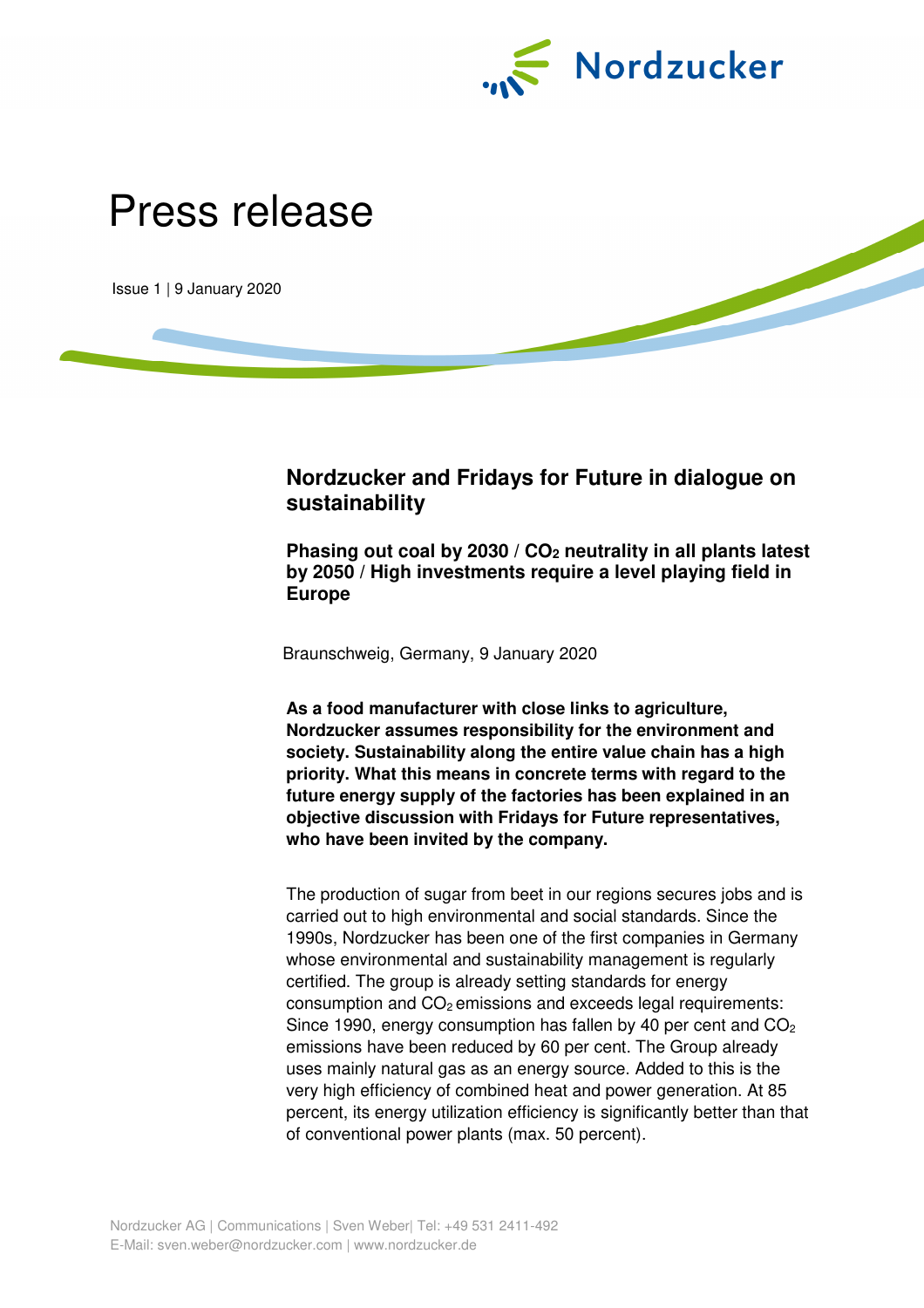# Press release

Issue 1 | 9 January 2020

## Nordzucker and Fridays for Future in dialogue on sustainability

**Phasing out coal by 2030 / $CO_2$ neutrality in all plants latest by 2050 / High investments require a level playing field in Europe**

Braunschweig, Germany, 9 January 2020

**As a food manufacturer with close links to agriculture, Nordzucker assumes responsibility for the environment and society. Sustainability along the entire value chain has a high priority. What this means in concrete terms with regard to the future energy supply of the factories has been explained in an objective discussion with Fridays for Future representatives, who have been invited by the company.**

The production of sugar from beet in our regions secures jobs and is carried out to high environmental and social standards. Since the 1990s, Nordzucker has been one of the first companies in Germany whose environmental and sustainability management is regularly certified. The group is already setting standards for energy consumption and $CO_2$ emissions and exceeds legal requirements: Since 1990, energy consumption has fallen by 40 per cent and $CO_2$ emissions have been reduced by 60 per cent. The Group already uses mainly natural gas as an energy source. Added to this is the very high efficiency of combined heat and power generation. At 85 percent, its energy utilization efficiency is significantly better than that of conventional power plants (max. 50 percent).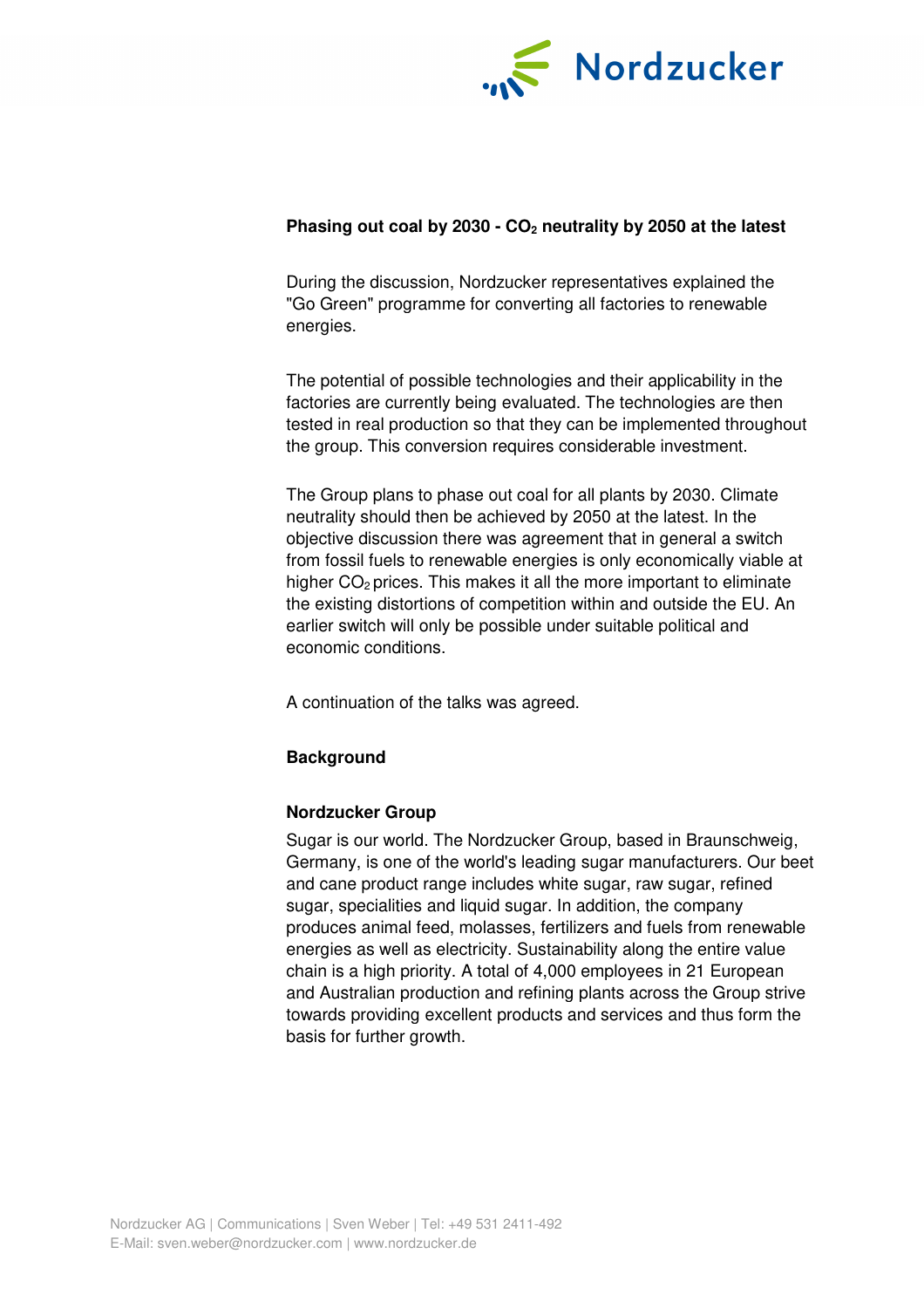**Phasing out coal by 2030 - $CO_2$ neutrality by 2050 at the latest**

During the discussion, Nordzucker representatives explained the "Go Green" programme for converting all factories to renewable energies.

The potential of possible technologies and their applicability in the factories are currently being evaluated. The technologies are then tested in real production so that they can be implemented throughout the group. This conversion requires considerable investment.

The Group plans to phase out coal for all plants by 2030. Climate neutrality should then be achieved by 2050 at the latest. In the objective discussion there was agreement that in general a switch from fossil fuels to renewable energies is only economically viable at higher $CO_2$ prices. This makes it all the more important to eliminate the existing distortions of competition within and outside the EU. An earlier switch will only be possible under suitable political and economic conditions.

A continuation of the talks was agreed.

**Background**

**Nordzucker Group**

Sugar is our world. The Nordzucker Group, based in Braunschweig, Germany, is one of the world's leading sugar manufacturers. Our beet and cane product range includes white sugar, raw sugar, refined sugar, specialities and liquid sugar. In addition, the company produces animal feed, molasses, fertilizers and fuels from renewable energies as well as electricity. Sustainability along the entire value chain is a high priority. A total of 4,000 employees in 21 European and Australian production and refining plants across the Group strive towards providing excellent products and services and thus form the basis for further growth.

Nordzucker AG | Communications | Sven Weber | Tel: +49 531 2411-492
E-Mail: sven.weber@nordzucker.com | www.nordzucker.de